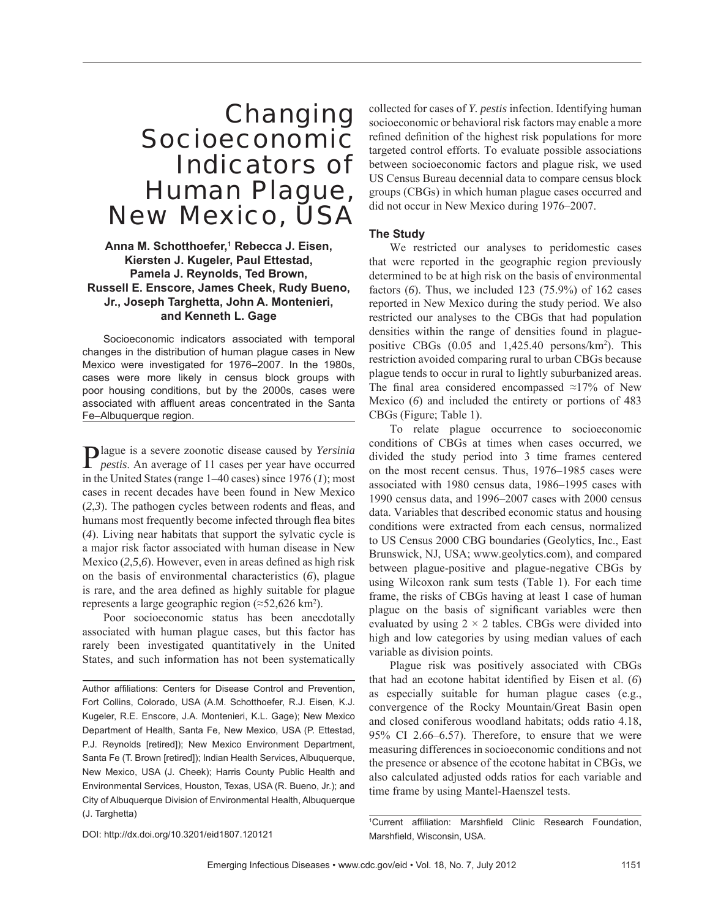# Changing Socioeconomic Indicators of Human Plague, New Mexico, USA

**Anna M. Schotthoefer,[1] Rebecca J. Eisen, Kiersten J. Kugeler, Paul Ettestad, Pamela J. Reynolds, Ted Brown, Russell E. Enscore, James Cheek, Rudy Bueno, Jr., Joseph Targhetta, John A. Montenieri, and Kenneth L. Gage**

Socioeconomic indicators associated with temporal changes in the distribution of human plague cases in New Mexico were investigated for 1976–2007. In the 1980s, cases were more likely in census block groups with poor housing conditions, but by the 2000s, cases were associated with affluent areas concentrated in the Santa Fe–Albuquerque region.

Plague is a severe zoonotic disease caused by *Yersinia pestis*. An average of 11 cases per year have occurred in the United States (range 1–40 cases) since 1976 (*1*); most cases in recent decades have been found in New Mexico (*2*,*3*). The pathogen cycles between rodents and fleas, and humans most frequently become infected through flea bites (*4*). Living near habitats that support the sylvatic cycle is a major risk factor associated with human disease in New Mexico (*2*,*5*,*6*). However, even in areas defined as high risk on the basis of environmental characteristics (*6*), plague is rare, and the area defined as highly suitable for plague represents a large geographic region (≈52,626 km$^2$).

Poor socioeconomic status has been anecdotally associated with human plague cases, but this factor has rarely been investigated quantitatively in the United States, and such information has not been systematically collected for cases of *Y. pestis* infection. Identifying human socioeconomic or behavioral risk factors may enable a more refined definition of the highest risk populations for more targeted control efforts. To evaluate possible associations between socioeconomic factors and plague risk, we used US Census Bureau decennial data to compare census block groups (CBGs) in which human plague cases occurred and did not occur in New Mexico during 1976–2007.

## The Study

We restricted our analyses to peridomestic cases that were reported in the geographic region previously determined to be at high risk on the basis of environmental factors (*6*). Thus, we included 123 (75.9%) of 162 cases reported in New Mexico during the study period. We also restricted our analyses to the CBGs that had population densities within the range of densities found in plague-positive CBGs (0.05 and 1,425.40 persons/km$^2$). This restriction avoided comparing rural to urban CBGs because plague tends to occur in rural to lightly suburbanized areas. The final area considered encompassed ≈17% of New Mexico (*6*) and included the entirety or portions of 483 CBGs (Figure; Table 1).

To relate plague occurrence to socioeconomic conditions of CBGs at times when cases occurred, we divided the study period into 3 time frames centered on the most recent census. Thus, 1976–1985 cases were associated with 1980 census data, 1986–1995 cases with 1990 census data, and 1996–2007 cases with 2000 census data. Variables that described economic status and housing conditions were extracted from each census, normalized to US Census 2000 CBG boundaries (Geolytics, Inc., East Brunswick, NJ, USA; www.geolytics.com), and compared between plague-positive and plague-negative CBGs by using Wilcoxon rank sum tests (Table 1). For each time frame, the risks of CBGs having at least 1 case of human plague on the basis of significant variables were then evaluated by using $2 \times 2$ tables. CBGs were divided into high and low categories by using median values of each variable as division points.

Plague risk was positively associated with CBGs that had an ecotone habitat identified by Eisen et al. (*6*) as especially suitable for human plague cases (e.g., convergence of the Rocky Mountain/Great Basin open and closed coniferous woodland habitats; odds ratio 4.18, 95% CI 2.66–6.57). Therefore, to ensure that we were measuring differences in socioeconomic conditions and not the presence or absence of the ecotone habitat in CBGs, we also calculated adjusted odds ratios for each variable and time frame by using Mantel-Haenszel tests.

Author affiliations: Centers for Disease Control and Prevention, Fort Collins, Colorado, USA (A.M. Schotthoefer, R.J. Eisen, K.J. Kugeler, R.E. Enscore, J.A. Montenieri, K.L. Gage); New Mexico Department of Health, Santa Fe, New Mexico, USA (P. Ettestad, P.J. Reynolds [retired]); New Mexico Environment Department, Santa Fe (T. Brown [retired]); Indian Health Services, Albuquerque, New Mexico, USA (J. Cheek); Harris County Public Health and Environmental Services, Houston, Texas, USA (R. Bueno, Jr.); and City of Albuquerque Division of Environmental Health, Albuquerque (J. Targhetta)

DOI: http://dx.doi.org/10.3201/eid1807.120121

[1]Current affiliation: Marshfield Clinic Research Foundation, Marshfield, Wisconsin, USA.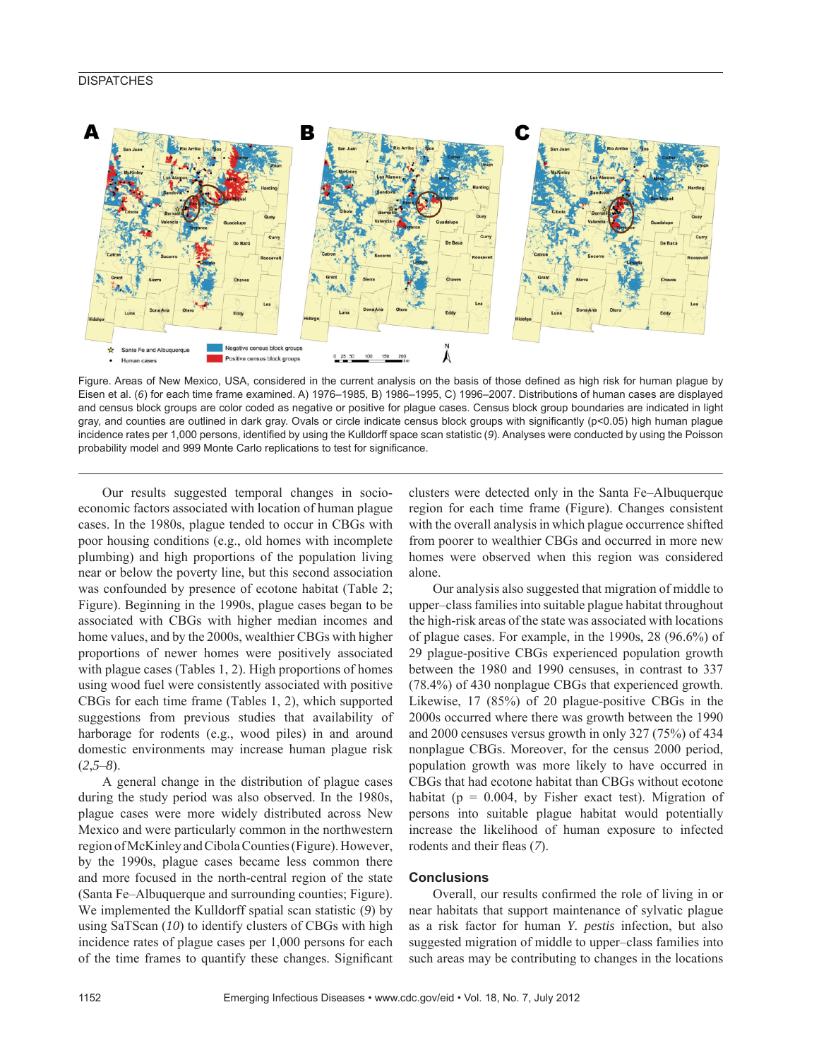Figure. Areas of New Mexico, USA, considered in the current analysis on the basis of those defined as high risk for human plague by Eisen et al. (*6*) for each time frame examined. A) 1976–1985, B) 1986–1995, C) 1996–2007. Distributions of human cases are displayed and census block groups are color coded as negative or positive for plague cases. Census block group boundaries are indicated in light gray, and counties are outlined in dark gray. Ovals or circle indicate census block groups with significantly (p<0.05) high human plague incidence rates per 1,000 persons, identified by using the Kulldorff space scan statistic (*9*). Analyses were conducted by using the Poisson probability model and 999 Monte Carlo replications to test for significance.

Our results suggested temporal changes in socioeconomic factors associated with location of human plague cases. In the 1980s, plague tended to occur in CBGs with poor housing conditions (e.g., old homes with incomplete plumbing) and high proportions of the population living near or below the poverty line, but this second association was confounded by presence of ecotone habitat (Table 2; Figure). Beginning in the 1990s, plague cases began to be associated with CBGs with higher median incomes and home values, and by the 2000s, wealthier CBGs with higher proportions of newer homes were positively associated with plague cases (Tables 1, 2). High proportions of homes using wood fuel were consistently associated with positive CBGs for each time frame (Tables 1, 2), which supported suggestions from previous studies that availability of harborage for rodents (e.g., wood piles) in and around domestic environments may increase human plague risk (*2*,*5*–*8*).

A general change in the distribution of plague cases during the study period was also observed. In the 1980s, plague cases were more widely distributed across New Mexico and were particularly common in the northwestern region of McKinley and Cibola Counties (Figure). However, by the 1990s, plague cases became less common there and more focused in the north-central region of the state (Santa Fe–Albuquerque and surrounding counties; Figure). We implemented the Kulldorff spatial scan statistic (*9*) by using SaTScan (*10*) to identify clusters of CBGs with high incidence rates of plague cases per 1,000 persons for each of the time frames to quantify these changes. Significant clusters were detected only in the Santa Fe–Albuquerque region for each time frame (Figure). Changes consistent with the overall analysis in which plague occurrence shifted from poorer to wealthier CBGs and occurred in more new homes were observed when this region was considered alone.

Our analysis also suggested that migration of middle to upper–class families into suitable plague habitat throughout the high-risk areas of the state was associated with locations of plague cases. For example, in the 1990s, 28 (96.6%) of 29 plague-positive CBGs experienced population growth between the 1980 and 1990 censuses, in contrast to 337 (78.4%) of 430 nonplague CBGs that experienced growth. Likewise, 17 (85%) of 20 plague-positive CBGs in the 2000s occurred where there was growth between the 1990 and 2000 censuses versus growth in only 327 (75%) of 434 nonplague CBGs. Moreover, for the census 2000 period, population growth was more likely to have occurred in CBGs that had ecotone habitat than CBGs without ecotone habitat ($p = 0.004$, by Fisher exact test). Migration of persons into suitable plague habitat would potentially increase the likelihood of human exposure to infected rodents and their fleas (*7*).

## Conclusions

Overall, our results confirmed the role of living in or near habitats that support maintenance of sylvatic plague as a risk factor for human *Y. pestis* infection, but also suggested migration of middle to upper–class families into such areas may be contributing to changes in the locations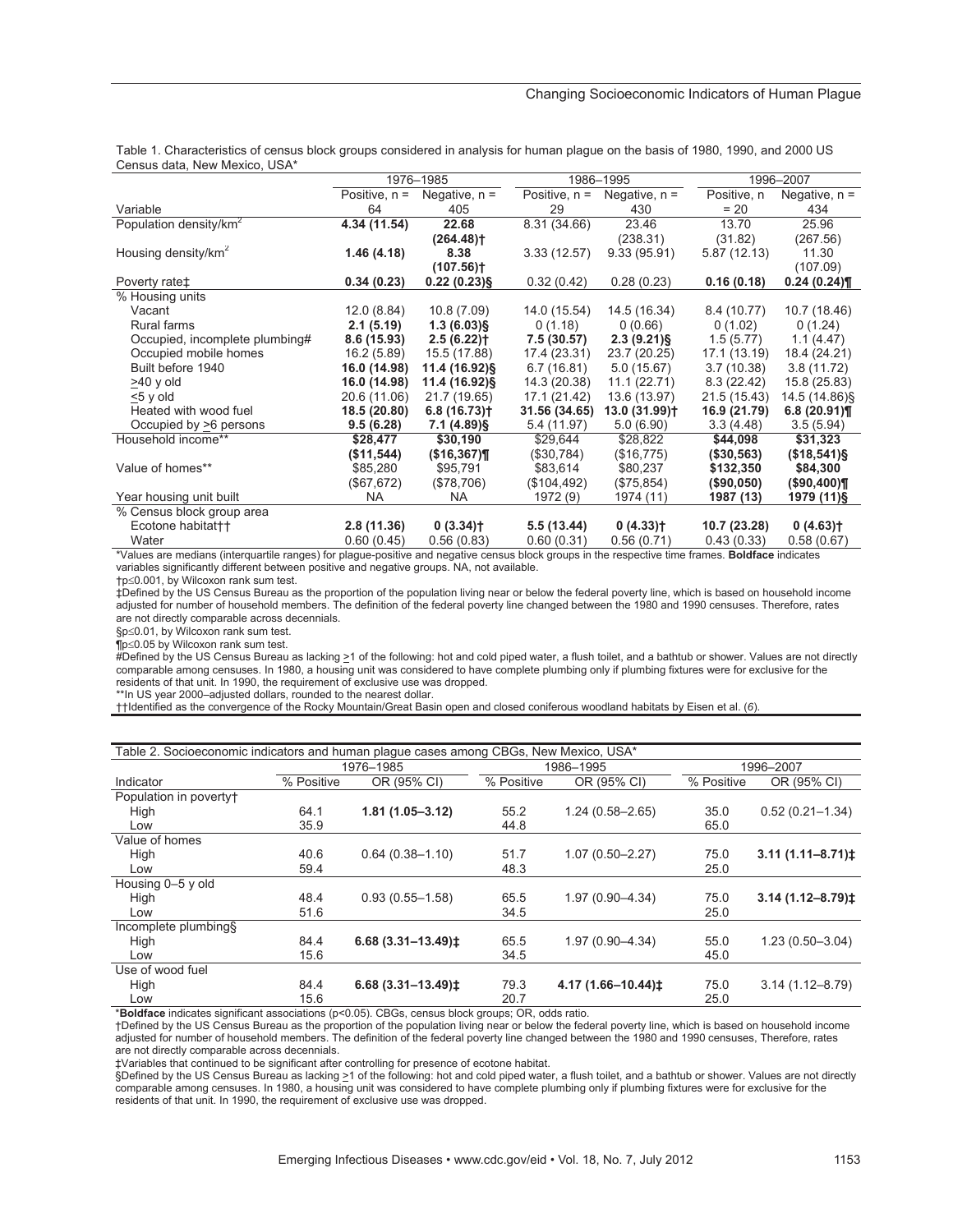Table 1. Characteristics of census block groups considered in analysis for human plague on the basis of 1980, 1990, and 2000 US Census data, New Mexico, USA*

| Variable | 1976–1985 Positive, n = 64 | 1976–1985 Negative, n = 405 | 1986–1995 Positive, n = 29 | 1986–1995 Negative, n = 430 | 1996–2007 Positive, n = 20 | 1996–2007 Negative, n = 434 |
|---|---|---|---|---|---|---|
| Population density/km$^2$ | **4.34 (11.54)** | **22.68 (264.48)†** | 8.31 (34.66) | 23.46 (238.31) | 13.70 (31.82) | 25.96 (267.56) |
| Housing density/km$^2$ | **1.46 (4.18)** | **8.38 (107.56)†** | 3.33 (12.57) | 9.33 (95.91) | 5.87 (12.13) | 11.30 (107.09) |
| Poverty rate‡ | **0.34 (0.23)** | **0.22 (0.23)§** | 0.32 (0.42) | 0.28 (0.23) | **0.16 (0.18)** | **0.24 (0.24)¶** |
| % Housing units | | | | | | |
| Vacant | 12.0 (8.84) | 10.8 (7.09) | 14.0 (15.54) | 14.5 (16.34) | 8.4 (10.77) | 10.7 (18.46) |
| Rural farms | **2.1 (5.19)** | **1.3 (6.03)§** | 0 (1.18) | 0 (0.66) | 0 (1.02) | 0 (1.24) |
| Occupied, incomplete plumbing# | **8.6 (15.93)** | **2.5 (6.22)†** | **7.5 (30.57)** | **2.3 (9.21)§** | 1.5 (5.77) | 1.1 (4.47) |
| Occupied mobile homes | 16.2 (5.89) | 15.5 (17.88) | 17.4 (23.31) | 23.7 (20.25) | 17.1 (13.19) | 18.4 (24.21) |
| Built before 1940 | **16.0 (14.98)** | **11.4 (16.92)§** | 6.7 (16.81) | 5.0 (15.67) | 3.7 (10.38) | 3.8 (11.72) |
| ≥40 y old | **16.0 (14.98)** | **11.4 (16.92)§** | 14.3 (20.38) | 11.1 (22.71) | 8.3 (22.42) | 15.8 (25.83) |
| ≤5 y old | 20.6 (11.06) | 21.7 (19.65) | 17.1 (21.42) | 13.6 (13.97) | 21.5 (15.43) | 14.5 (14.86)§ |
| Heated with wood fuel | **18.5 (20.80)** | **6.8 (16.73)†** | **31.56 (34.65)** | **13.0 (31.99)†** | **16.9 (21.79)** | **6.8 (20.91)¶** |
| Occupied by ≥6 persons | **9.5 (6.28)** | **7.1 (4.89)§** | 5.4 (11.97) | 5.0 (6.90) | 3.3 (4.48) | 3.5 (5.94) |
| Household income** | **$28,477 ($11,544)** | **$30,190 ($16,367)¶** | $29,644 ($30,784) | $28,822 ($16,775) | **$44,098 ($30,563)** | **$31,323 ($18,541)§** |
| Value of homes** | $85,280 ($67,672) | $95,791 ($78,706) | $83,614 ($104,492) | $80,237 ($75,854) | **$132,350 ($90,050)** | **$84,300 ($90,400)¶** |
| Year housing unit built | NA | NA | 1972 (9) | 1974 (11) | **1987 (13)** | **1979 (11)§** |
| % Census block group area | | | | | | |
| Ecotone habitat†† | **2.8 (11.36)** | **0 (3.34)†** | **5.5 (13.44)** | **0 (4.33)†** | **10.7 (23.28)** | **0 (4.63)†** |
| Water | 0.60 (0.45) | 0.56 (0.83) | 0.60 (0.31) | 0.56 (0.71) | 0.43 (0.33) | 0.58 (0.67) |

*Values are medians (interquartile ranges) for plague-positive and negative census block groups in the respective time frames. **Boldface** indicates variables significantly different between positive and negative groups. NA, not available.
†p≤0.001, by Wilcoxon rank sum test.
‡Defined by the US Census Bureau as the proportion of the population living near or below the federal poverty line, which is based on household income adjusted for number of household members. The definition of the federal poverty line changed between the 1980 and 1990 censuses. Therefore, rates are not directly comparable across decennials.
§p≤0.01, by Wilcoxon rank sum test.
¶p≤0.05 by Wilcoxon rank sum test.
#Defined by the US Census Bureau as lacking ≥1 of the following: hot and cold piped water, a flush toilet, and a bathtub or shower. Values are not directly comparable among censuses. In 1980, a housing unit was considered to have complete plumbing only if plumbing fixtures were for exclusive for the residents of that unit. In 1990, the requirement of exclusive use was dropped.
**In US year 2000–adjusted dollars, rounded to the nearest dollar.
††Identified as the convergence of the Rocky Mountain/Great Basin open and closed coniferous woodland habitats by Eisen et al. (*6*).

Table 2. Socioeconomic indicators and human plague cases among CBGs, New Mexico, USA*

| Indicator | 1976–1985 % Positive | 1976–1985 OR (95% CI) | 1986–1995 % Positive | 1986–1995 OR (95% CI) | 1996–2007 % Positive | 1996–2007 OR (95% CI) |
|---|---|---|---|---|---|---|
| Population in poverty† | | | | | | |
| High | 64.1 | **1.81 (1.05–3.12)** | 55.2 | 1.24 (0.58–2.65) | 35.0 | 0.52 (0.21–1.34) |
| Low | 35.9 | | 44.8 | | 65.0 | |
| Value of homes | | | | | | |
| High | 40.6 | 0.64 (0.38–1.10) | 51.7 | 1.07 (0.50–2.27) | 75.0 | **3.11 (1.11–8.71)‡** |
| Low | 59.4 | | 48.3 | | 25.0 | |
| Housing 0–5 y old | | | | | | |
| High | 48.4 | 0.93 (0.55–1.58) | 65.5 | 1.97 (0.90–4.34) | 75.0 | **3.14 (1.12–8.79)‡** |
| Low | 51.6 | | 34.5 | | 25.0 | |
| Incomplete plumbing§ | | | | | | |
| High | 84.4 | **6.68 (3.31–13.49)‡** | 65.5 | 1.97 (0.90–4.34) | 55.0 | 1.23 (0.50–3.04) |
| Low | 15.6 | | 34.5 | | 45.0 | |
| Use of wood fuel | | | | | | |
| High | 84.4 | **6.68 (3.31–13.49)‡** | 79.3 | **4.17 (1.66–10.44)‡** | 75.0 | 3.14 (1.12–8.79) |
| Low | 15.6 | | 20.7 | | 25.0 | |

***Boldface** indicates significant associations (p<0.05). CBGs, census block groups; OR, odds ratio.
†Defined by the US Census Bureau as the proportion of the population living near or below the federal poverty line, which is based on household income adjusted for number of household members. The definition of the federal poverty line changed between the 1980 and 1990 censuses, Therefore, rates are not directly comparable across decennials.
‡Variables that continued to be significant after controlling for presence of ecotone habitat.
§Defined by the US Census Bureau as lacking ≥1 of the following: hot and cold piped water, a flush toilet, and a bathtub or shower. Values are not directly comparable among censuses. In 1980, a housing unit was considered to have complete plumbing only if plumbing fixtures were for exclusive for the residents of that unit. In 1990, the requirement of exclusive use was dropped.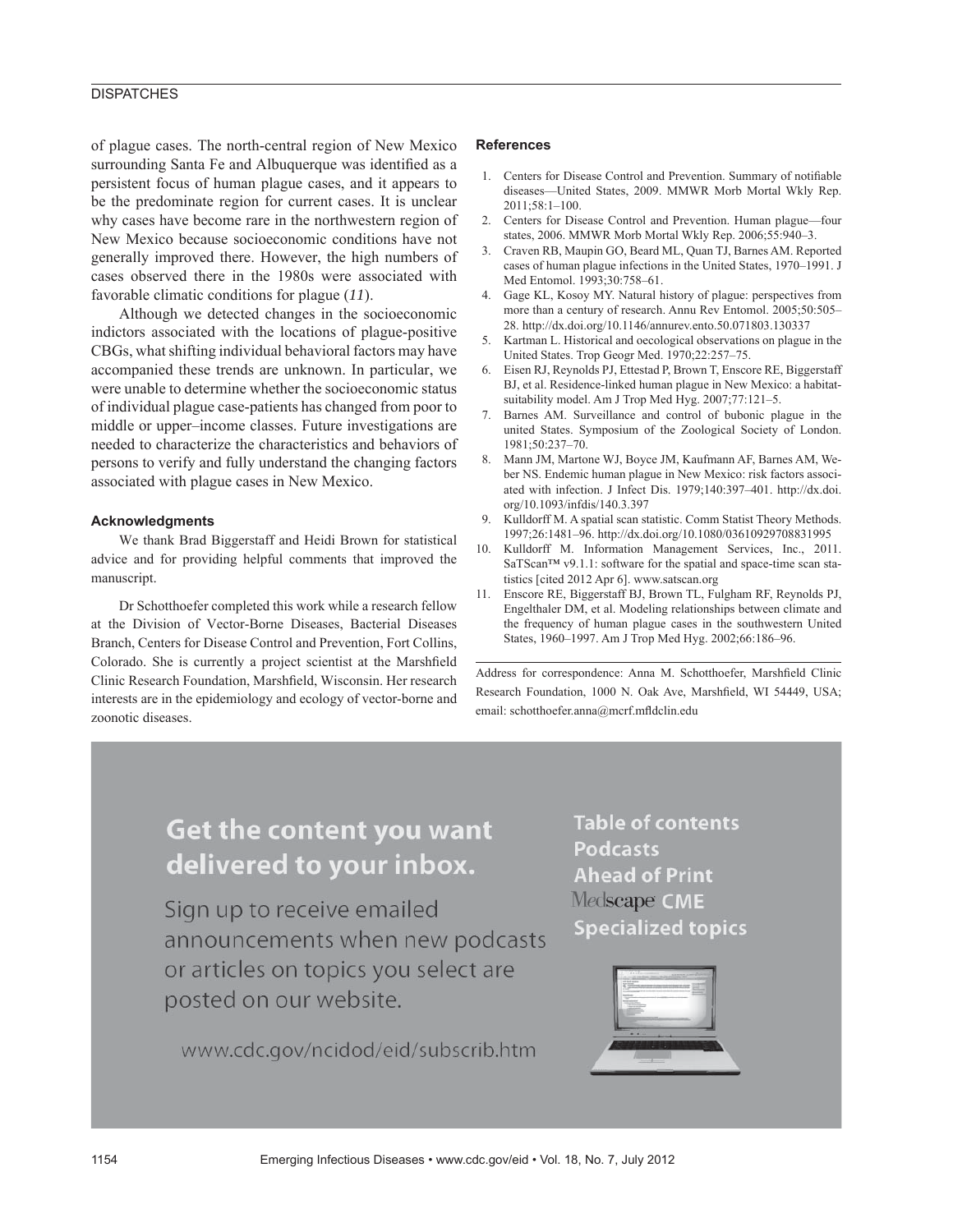of plague cases. The north-central region of New Mexico surrounding Santa Fe and Albuquerque was identified as a persistent focus of human plague cases, and it appears to be the predominate region for current cases. It is unclear why cases have become rare in the northwestern region of New Mexico because socioeconomic conditions have not generally improved there. However, the high numbers of cases observed there in the 1980s were associated with favorable climatic conditions for plague (*11*).

Although we detected changes in the socioeconomic indictors associated with the locations of plague-positive CBGs, what shifting individual behavioral factors may have accompanied these trends are unknown. In particular, we were unable to determine whether the socioeconomic status of individual plague case-patients has changed from poor to middle or upper–income classes. Future investigations are needed to characterize the characteristics and behaviors of persons to verify and fully understand the changing factors associated with plague cases in New Mexico.

### Acknowledgments

We thank Brad Biggerstaff and Heidi Brown for statistical advice and for providing helpful comments that improved the manuscript.

Dr Schotthoefer completed this work while a research fellow at the Division of Vector-Borne Diseases, Bacterial Diseases Branch, Centers for Disease Control and Prevention, Fort Collins, Colorado. She is currently a project scientist at the Marshfield Clinic Research Foundation, Marshfield, Wisconsin. Her research interests are in the epidemiology and ecology of vector-borne and zoonotic diseases.

### References

1. Centers for Disease Control and Prevention. Summary of notifiable diseases—United States, 2009. MMWR Morb Mortal Wkly Rep. 2011;58:1–100.
2. Centers for Disease Control and Prevention. Human plague—four states, 2006. MMWR Morb Mortal Wkly Rep. 2006;55:940–3.
3. Craven RB, Maupin GO, Beard ML, Quan TJ, Barnes AM. Reported cases of human plague infections in the United States, 1970–1991. J Med Entomol. 1993;30:758–61.
4. Gage KL, Kosoy MY. Natural history of plague: perspectives from more than a century of research. Annu Rev Entomol. 2005;50:505–28. http://dx.doi.org/10.1146/annurev.ento.50.071803.130337
5. Kartman L. Historical and oecological observations on plague in the United States. Trop Geogr Med. 1970;22:257–75.
6. Eisen RJ, Reynolds PJ, Ettestad P, Brown T, Enscore RE, Biggerstaff BJ, et al. Residence-linked human plague in New Mexico: a habitat-suitability model. Am J Trop Med Hyg. 2007;77:121–5.
7. Barnes AM. Surveillance and control of bubonic plague in the united States. Symposium of the Zoological Society of London. 1981;50:237–70.
8. Mann JM, Martone WJ, Boyce JM, Kaufmann AF, Barnes AM, Weber NS. Endemic human plague in New Mexico: risk factors associated with infection. J Infect Dis. 1979;140:397–401. http://dx.doi.org/10.1093/infdis/140.3.397
9. Kulldorff M. A spatial scan statistic. Comm Statist Theory Methods. 1997;26:1481–96. http://dx.doi.org/10.1080/03610929708831995
10. Kulldorff M. Information Management Services, Inc., 2011. SaTScan™ v9.1.1: software for the spatial and space-time scan statistics [cited 2012 Apr 6]. www.satscan.org
11. Enscore RE, Biggerstaff BJ, Brown TL, Fulgham RF, Reynolds PJ, Engelthaler DM, et al. Modeling relationships between climate and the frequency of human plague cases in the southwestern United States, 1960–1997. Am J Trop Med Hyg. 2002;66:186–96.

Address for correspondence: Anna M. Schotthoefer, Marshfield Clinic Research Foundation, 1000 N. Oak Ave, Marshfield, WI 54449, USA; email: schotthoefer.anna@mcrf.mfldclin.edu

**Get the content you want delivered to your inbox.**

Sign up to receive emailed announcements when new podcasts or articles on topics you select are posted on our website.

www.cdc.gov/ncidod/eid/subscrib.htm

**Table of contents**
**Podcasts**
**Ahead of Print**
**Medscape CME**
**Specialized topics**